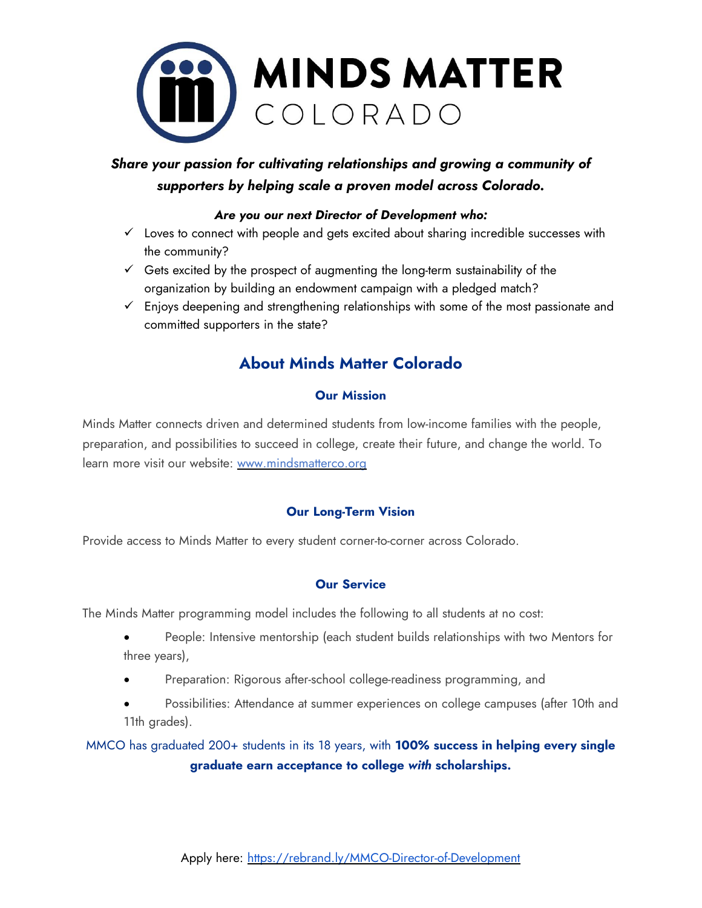# MINDS MATTER COLORADO

***Share your passion for cultivating relationships and growing a community of supporters by helping scale a proven model across Colorado.***

***Are you our next Director of Development who:***

- ✓ Loves to connect with people and gets excited about sharing incredible successes with the community?
- ✓ Gets excited by the prospect of augmenting the long-term sustainability of the organization by building an endowment campaign with a pledged match?
- ✓ Enjoys deepening and strengthening relationships with some of the most passionate and committed supporters in the state?

## About Minds Matter Colorado

### Our Mission

Minds Matter connects driven and determined students from low-income families with the people, preparation, and possibilities to succeed in college, create their future, and change the world. To learn more visit our website: [www.mindsmatterco.org](www.mindsmatterco.org)

### Our Long-Term Vision

Provide access to Minds Matter to every student corner-to-corner across Colorado.

### Our Service

The Minds Matter programming model includes the following to all students at no cost:

- People: Intensive mentorship (each student builds relationships with two Mentors for three years),
- Preparation: Rigorous after-school college-readiness programming, and
- Possibilities: Attendance at summer experiences on college campuses (after 10th and 11th grades).

MMCO has graduated 200+ students in its 18 years, with **100% success in helping every single graduate earn acceptance to college *with* scholarships.**

Apply here: [https://rebrand.ly/MMCO-Director-of-Development](https://rebrand.ly/MMCO-Director-of-Development)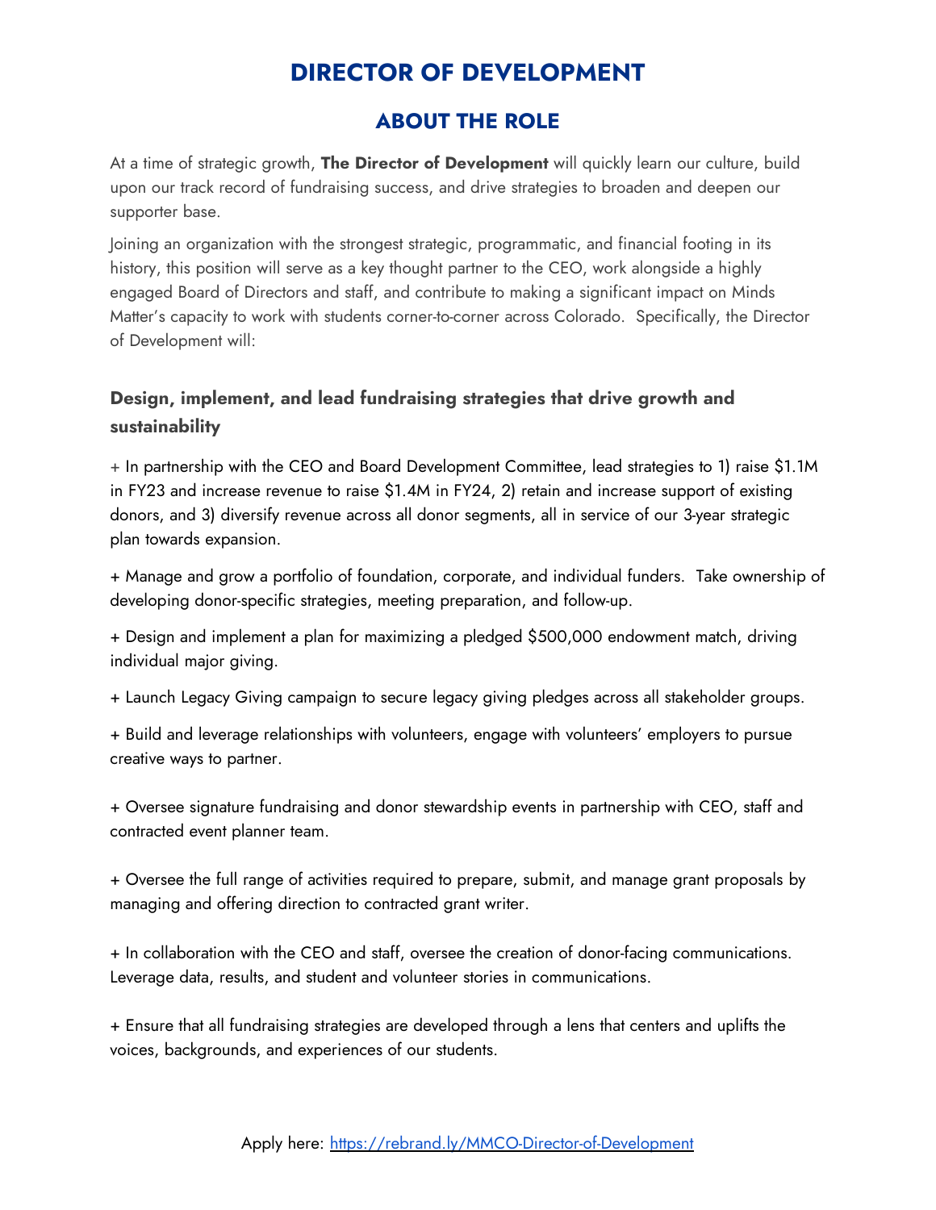# DIRECTOR OF DEVELOPMENT

## ABOUT THE ROLE

At a time of strategic growth, **The Director of Development** will quickly learn our culture, build upon our track record of fundraising success, and drive strategies to broaden and deepen our supporter base.

Joining an organization with the strongest strategic, programmatic, and financial footing in its history, this position will serve as a key thought partner to the CEO, work alongside a highly engaged Board of Directors and staff, and contribute to making a significant impact on Minds Matter's capacity to work with students corner-to-corner across Colorado. Specifically, the Director of Development will:

### Design, implement, and lead fundraising strategies that drive growth and sustainability

+ In partnership with the CEO and Board Development Committee, lead strategies to 1) raise $1.1M in FY23 and increase revenue to raise $1.4M in FY24, 2) retain and increase support of existing donors, and 3) diversify revenue across all donor segments, all in service of our 3-year strategic plan towards expansion.

+ Manage and grow a portfolio of foundation, corporate, and individual funders. Take ownership of developing donor-specific strategies, meeting preparation, and follow-up.

+ Design and implement a plan for maximizing a pledged $500,000 endowment match, driving individual major giving.

+ Launch Legacy Giving campaign to secure legacy giving pledges across all stakeholder groups.

+ Build and leverage relationships with volunteers, engage with volunteers' employers to pursue creative ways to partner.

+ Oversee signature fundraising and donor stewardship events in partnership with CEO, staff and contracted event planner team.

+ Oversee the full range of activities required to prepare, submit, and manage grant proposals by managing and offering direction to contracted grant writer.

+ In collaboration with the CEO and staff, oversee the creation of donor-facing communications. Leverage data, results, and student and volunteer stories in communications.

+ Ensure that all fundraising strategies are developed through a lens that centers and uplifts the voices, backgrounds, and experiences of our students.

Apply here: https://rebrand.ly/MMCO-Director-of-Development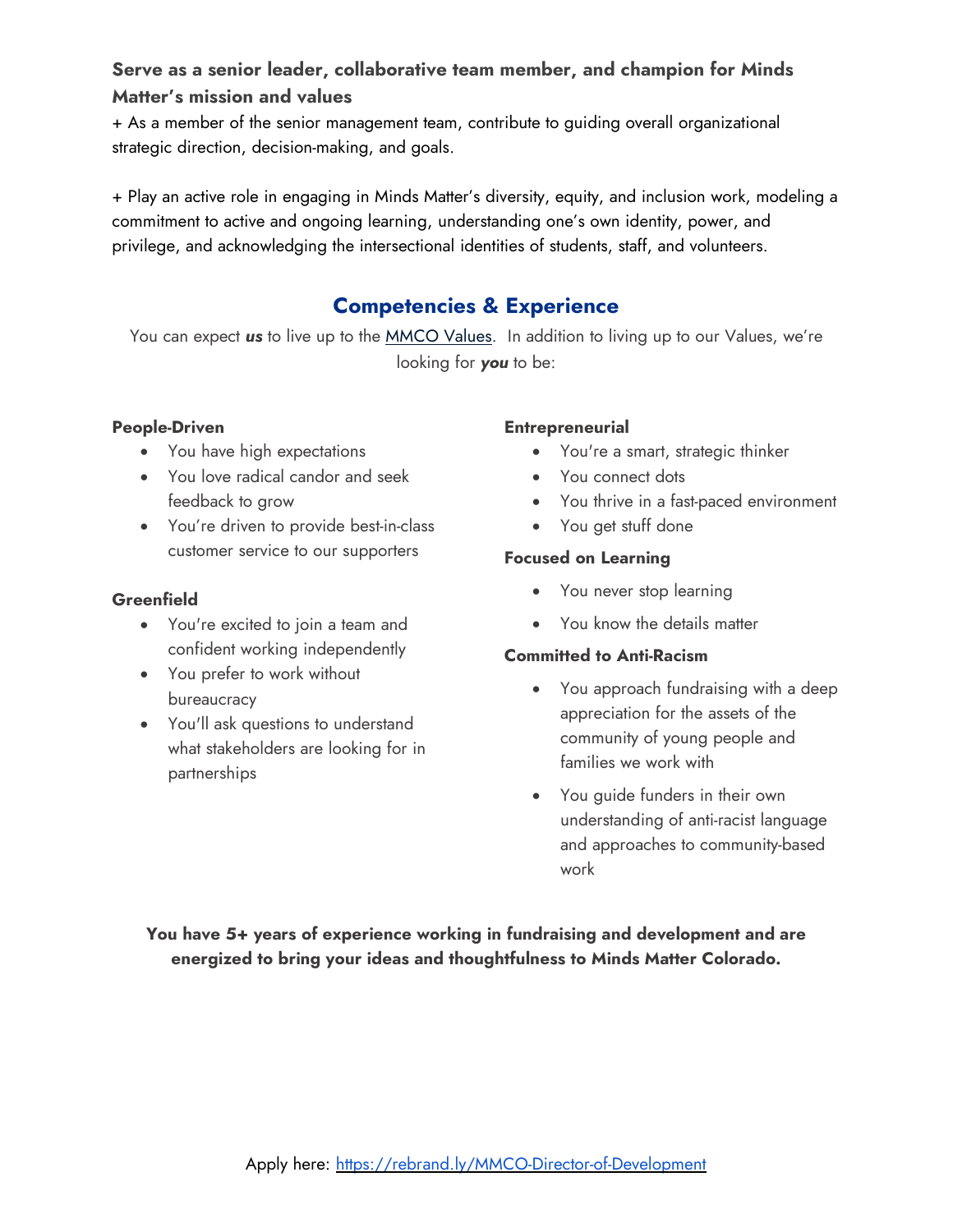**Serve as a senior leader, collaborative team member, and champion for Minds Matter's mission and values**

+ As a member of the senior management team, contribute to guiding overall organizational strategic direction, decision-making, and goals.

+ Play an active role in engaging in Minds Matter's diversity, equity, and inclusion work, modeling a commitment to active and ongoing learning, understanding one's own identity, power, and privilege, and acknowledging the intersectional identities of students, staff, and volunteers.

## Competencies & Experience

You can expect ***us*** to live up to the [MMCO Values](). In addition to living up to our Values, we're looking for ***you*** to be:

**People-Driven**

- You have high expectations
- You love radical candor and seek feedback to grow
- You're driven to provide best-in-class customer service to our supporters

**Greenfield**

- You're excited to join a team and confident working independently
- You prefer to work without bureaucracy
- You'll ask questions to understand what stakeholders are looking for in partnerships

**Entrepreneurial**

- You're a smart, strategic thinker
- You connect dots
- You thrive in a fast-paced environment
- You get stuff done

**Focused on Learning**

- You never stop learning
- You know the details matter

**Committed to Anti-Racism**

- You approach fundraising with a deep appreciation for the assets of the community of young people and families we work with
- You guide funders in their own understanding of anti-racist language and approaches to community-based work

**You have 5+ years of experience working in fundraising and development and are energized to bring your ideas and thoughtfulness to Minds Matter Colorado.**

Apply here: [https://rebrand.ly/MMCO-Director-of-Development](https://rebrand.ly/MMCO-Director-of-Development)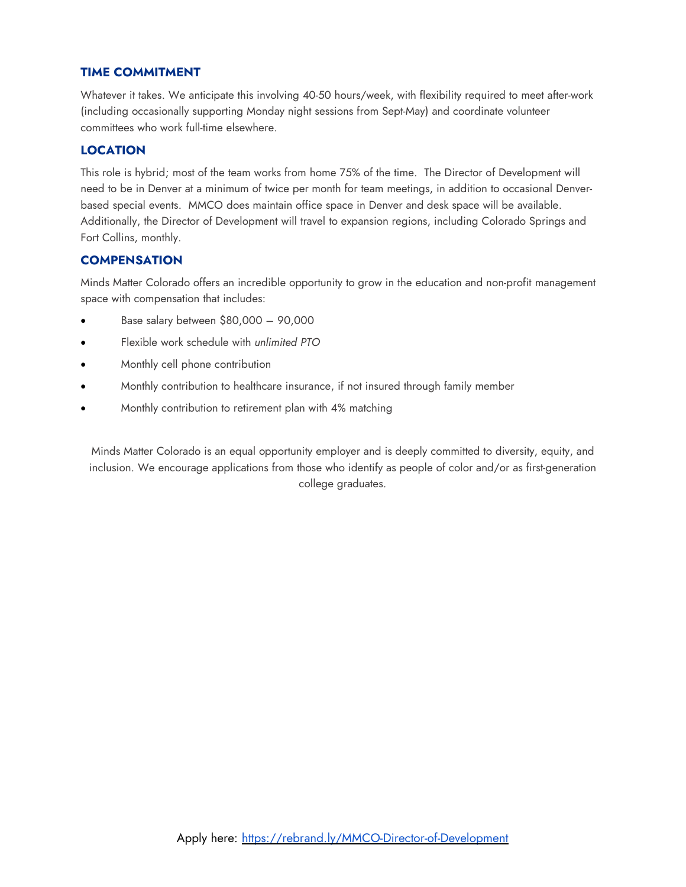### TIME COMMITMENT

Whatever it takes. We anticipate this involving 40-50 hours/week, with flexibility required to meet after-work (including occasionally supporting Monday night sessions from Sept-May) and coordinate volunteer committees who work full-time elsewhere.

### LOCATION

This role is hybrid; most of the team works from home 75% of the time. The Director of Development will need to be in Denver at a minimum of twice per month for team meetings, in addition to occasional Denver-based special events. MMCO does maintain office space in Denver and desk space will be available. Additionally, the Director of Development will travel to expansion regions, including Colorado Springs and Fort Collins, monthly.

### COMPENSATION

Minds Matter Colorado offers an incredible opportunity to grow in the education and non-profit management space with compensation that includes:

- Base salary between $80,000 – 90,000
- Flexible work schedule with *unlimited PTO*
- Monthly cell phone contribution
- Monthly contribution to healthcare insurance, if not insured through family member
- Monthly contribution to retirement plan with 4% matching

Minds Matter Colorado is an equal opportunity employer and is deeply committed to diversity, equity, and inclusion. We encourage applications from those who identify as people of color and/or as first-generation college graduates.

Apply here: [https://rebrand.ly/MMCO-Director-of-Development](https://rebrand.ly/MMCO-Director-of-Development)